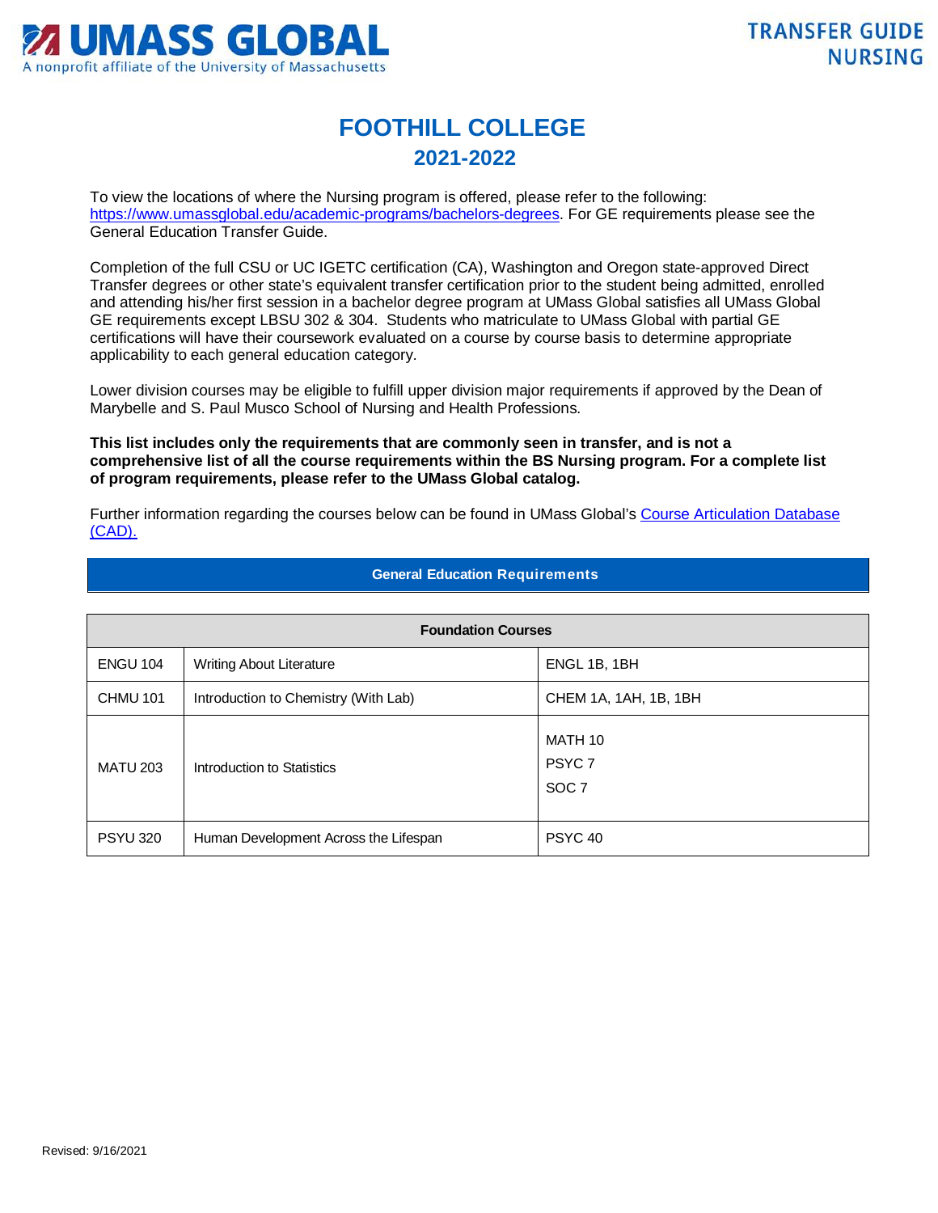# FOOTHILL COLLEGE

## 2021-2022

To view the locations of where the Nursing program is offered, please refer to the following: https://www.umassglobal.edu/academic-programs/bachelors-degrees. For GE requirements please see the General Education Transfer Guide.

Completion of the full CSU or UC IGETC certification (CA), Washington and Oregon state-approved Direct Transfer degrees or other state's equivalent transfer certification prior to the student being admitted, enrolled and attending his/her first session in a bachelor degree program at UMass Global satisfies all UMass Global GE requirements except LBSU 302 & 304. Students who matriculate to UMass Global with partial GE certifications will have their coursework evaluated on a course by course basis to determine appropriate applicability to each general education category.

Lower division courses may be eligible to fulfill upper division major requirements if approved by the Dean of Marybelle and S. Paul Musco School of Nursing and Health Professions.

**This list includes only the requirements that are commonly seen in transfer, and is not a comprehensive list of all the course requirements within the BS Nursing program. For a complete list of program requirements, please refer to the UMass Global catalog.**

Further information regarding the courses below can be found in UMass Global's Course Articulation Database (CAD).

### General Education Requirements

| Foundation Courses | | |
|---|---|---|
| ENGU 104 | Writing About Literature | ENGL 1B, 1BH |
| CHMU 101 | Introduction to Chemistry (With Lab) | CHEM 1A, 1AH, 1B, 1BH |
| MATU 203 | Introduction to Statistics | MATH 10<br>PSYC 7<br>SOC 7 |
| PSYU 320 | Human Development Across the Lifespan | PSYC 40 |

Revised: 9/16/2021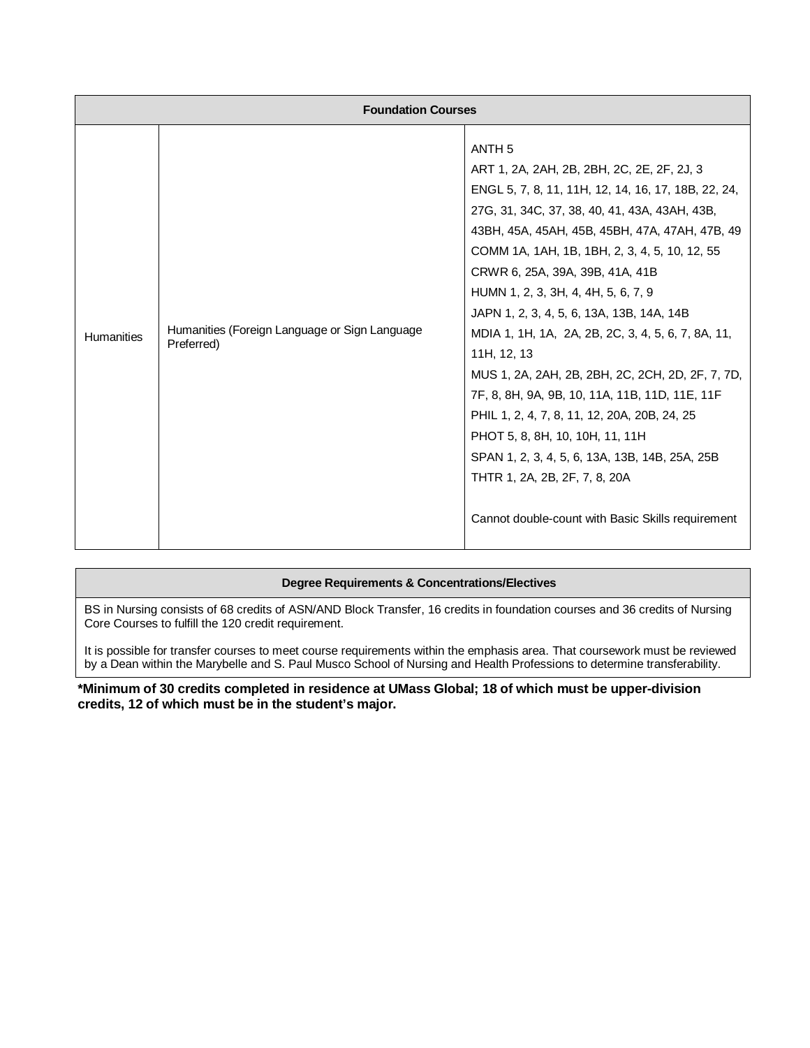| Foundation Courses | | |
|---|---|---|
| Humanities | Humanities (Foreign Language or Sign Language Preferred) | ANTH 5<br>ART 1, 2A, 2AH, 2B, 2BH, 2C, 2E, 2F, 2J, 3<br>ENGL 5, 7, 8, 11, 11H, 12, 14, 16, 17, 18B, 22, 24, 27G, 31, 34C, 37, 38, 40, 41, 43A, 43AH, 43B, 43BH, 45A, 45AH, 45B, 45BH, 47A, 47AH, 47B, 49<br>COMM 1A, 1AH, 1B, 1BH, 2, 3, 4, 5, 10, 12, 55<br>CRWR 6, 25A, 39A, 39B, 41A, 41B<br>HUMN 1, 2, 3, 3H, 4, 4H, 5, 6, 7, 9<br>JAPN 1, 2, 3, 4, 5, 6, 13A, 13B, 14A, 14B<br>MDIA 1, 1H, 1A, 2A, 2B, 2C, 3, 4, 5, 6, 7, 8A, 11, 11H, 12, 13<br>MUS 1, 2A, 2AH, 2B, 2BH, 2C, 2CH, 2D, 2F, 7, 7D, 7F, 8, 8H, 9A, 9B, 10, 11A, 11B, 11D, 11E, 11F<br>PHIL 1, 2, 4, 7, 8, 11, 12, 20A, 20B, 24, 25<br>PHOT 5, 8, 8H, 10, 10H, 11, 11H<br>SPAN 1, 2, 3, 4, 5, 6, 13A, 13B, 14B, 25A, 25B<br>THTR 1, 2A, 2B, 2F, 7, 8, 20A<br><br>Cannot double-count with Basic Skills requirement |

| Degree Requirements & Concentrations/Electives |
|---|
| BS in Nursing consists of 68 credits of ASN/AND Block Transfer, 16 credits in foundation courses and 36 credits of Nursing Core Courses to fulfill the 120 credit requirement.<br><br>It is possible for transfer courses to meet course requirements within the emphasis area. That coursework must be reviewed by a Dean within the Marybelle and S. Paul Musco School of Nursing and Health Professions to determine transferability. |

**\*Minimum of 30 credits completed in residence at UMass Global; 18 of which must be upper-division credits, 12 of which must be in the student's major.**